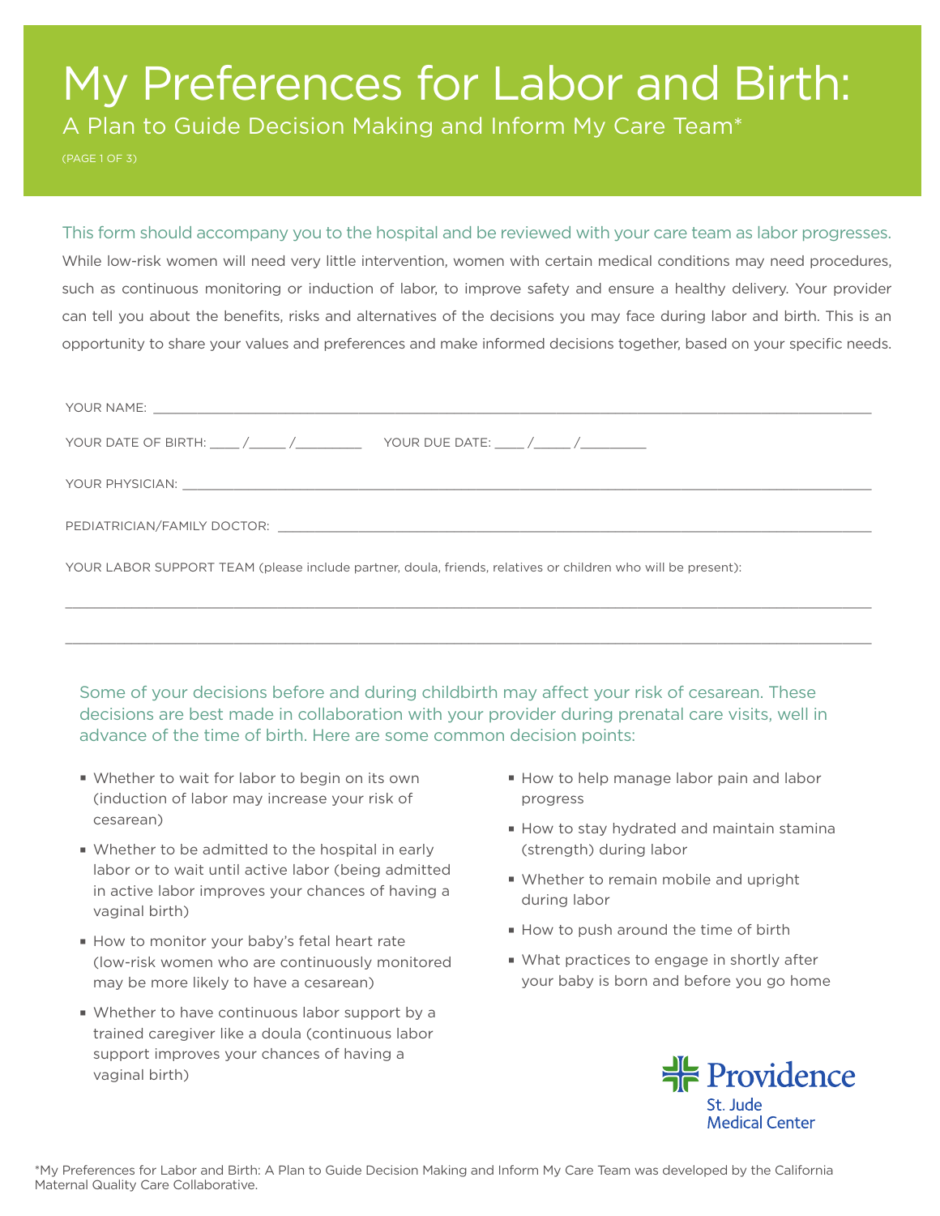# My Preferences for Labor and Birth:

## A Plan to Guide Decision Making and Inform My Care Team*

This form should accompany you to the hospital and be reviewed with your care team as labor progresses.

While low-risk women will need very little intervention, women with certain medical conditions may need procedures, such as continuous monitoring or induction of labor, to improve safety and ensure a healthy delivery. Your provider can tell you about the benefits, risks and alternatives of the decisions you may face during labor and birth. This is an opportunity to share your values and preferences and make informed decisions together, based on your specific needs.

YOUR NAME: ____________________________________________

YOUR DATE OF BIRTH: ____ /_____ /_________ YOUR DUE DATE: ____ /_____ /_________

YOUR PHYSICIAN: ____________________________________________

PEDIATRICIAN/FAMILY DOCTOR: ____________________________________________

YOUR LABOR SUPPORT TEAM (please include partner, doula, friends, relatives or children who will be present):

____________________________________________

____________________________________________

Some of your decisions before and during childbirth may affect your risk of cesarean. These decisions are best made in collaboration with your provider during prenatal care visits, well in advance of the time of birth. Here are some common decision points:

- Whether to wait for labor to begin on its own (induction of labor may increase your risk of cesarean)
- Whether to be admitted to the hospital in early labor or to wait until active labor (being admitted in active labor improves your chances of having a vaginal birth)
- How to monitor your baby's fetal heart rate (low-risk women who are continuously monitored may be more likely to have a cesarean)
- Whether to have continuous labor support by a trained caregiver like a doula (continuous labor support improves your chances of having a vaginal birth)
- How to help manage labor pain and labor progress
- How to stay hydrated and maintain stamina (strength) during labor
- Whether to remain mobile and upright during labor
- How to push around the time of birth
- What practices to engage in shortly after your baby is born and before you go home

Providence St. Jude Medical Center

*My Preferences for Labor and Birth: A Plan to Guide Decision Making and Inform My Care Team was developed by the California Maternal Quality Care Collaborative.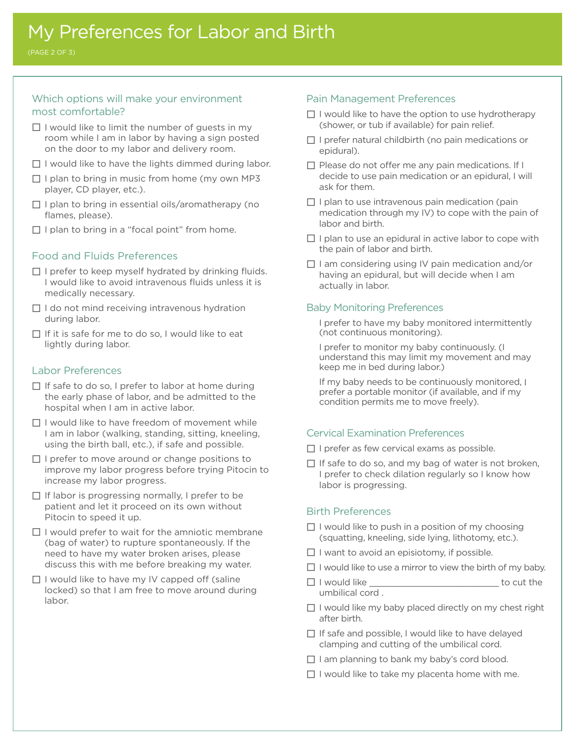# My Preferences for Labor and Birth

## Which options will make your environment most comfortable?

- ☐ I would like to limit the number of guests in my room while I am in labor by having a sign posted on the door to my labor and delivery room.
- ☐ I would like to have the lights dimmed during labor.
- ☐ I plan to bring in music from home (my own MP3 player, CD player, etc.).
- ☐ I plan to bring in essential oils/aromatherapy (no flames, please).
- ☐ I plan to bring in a "focal point" from home.

## Food and Fluids Preferences

- ☐ I prefer to keep myself hydrated by drinking fluids. I would like to avoid intravenous fluids unless it is medically necessary.
- ☐ I do not mind receiving intravenous hydration during labor.
- ☐ If it is safe for me to do so, I would like to eat lightly during labor.

## Labor Preferences

- ☐ If safe to do so, I prefer to labor at home during the early phase of labor, and be admitted to the hospital when I am in active labor.
- ☐ I would like to have freedom of movement while I am in labor (walking, standing, sitting, kneeling, using the birth ball, etc.), if safe and possible.
- ☐ I prefer to move around or change positions to improve my labor progress before trying Pitocin to increase my labor progress.
- ☐ If labor is progressing normally, I prefer to be patient and let it proceed on its own without Pitocin to speed it up.
- ☐ I would prefer to wait for the amniotic membrane (bag of water) to rupture spontaneously. If the need to have my water broken arises, please discuss this with me before breaking my water.
- ☐ I would like to have my IV capped off (saline locked) so that I am free to move around during labor.

## Pain Management Preferences

- ☐ I would like to have the option to use hydrotherapy (shower, or tub if available) for pain relief.
- ☐ I prefer natural childbirth (no pain medications or epidural).
- ☐ Please do not offer me any pain medications. If I decide to use pain medication or an epidural, I will ask for them.
- ☐ I plan to use intravenous pain medication (pain medication through my IV) to cope with the pain of labor and birth.
- ☐ I plan to use an epidural in active labor to cope with the pain of labor and birth.
- ☐ I am considering using IV pain medication and/or having an epidural, but will decide when I am actually in labor.

## Baby Monitoring Preferences

I prefer to have my baby monitored intermittently (not continuous monitoring).

I prefer to monitor my baby continuously. (I understand this may limit my movement and may keep me in bed during labor.)

If my baby needs to be continuously monitored, I prefer a portable monitor (if available, and if my condition permits me to move freely).

## Cervical Examination Preferences

- ☐ I prefer as few cervical exams as possible.
- ☐ If safe to do so, and my bag of water is not broken, I prefer to check dilation regularly so I know how labor is progressing.

## Birth Preferences

- ☐ I would like to push in a position of my choosing (squatting, kneeling, side lying, lithotomy, etc.).
- ☐ I want to avoid an episiotomy, if possible.
- ☐ I would like to use a mirror to view the birth of my baby.
- ☐ I would like ___________________________ to cut the umbilical cord .
- ☐ I would like my baby placed directly on my chest right after birth.
- ☐ If safe and possible, I would like to have delayed clamping and cutting of the umbilical cord.
- ☐ I am planning to bank my baby's cord blood.
- ☐ I would like to take my placenta home with me.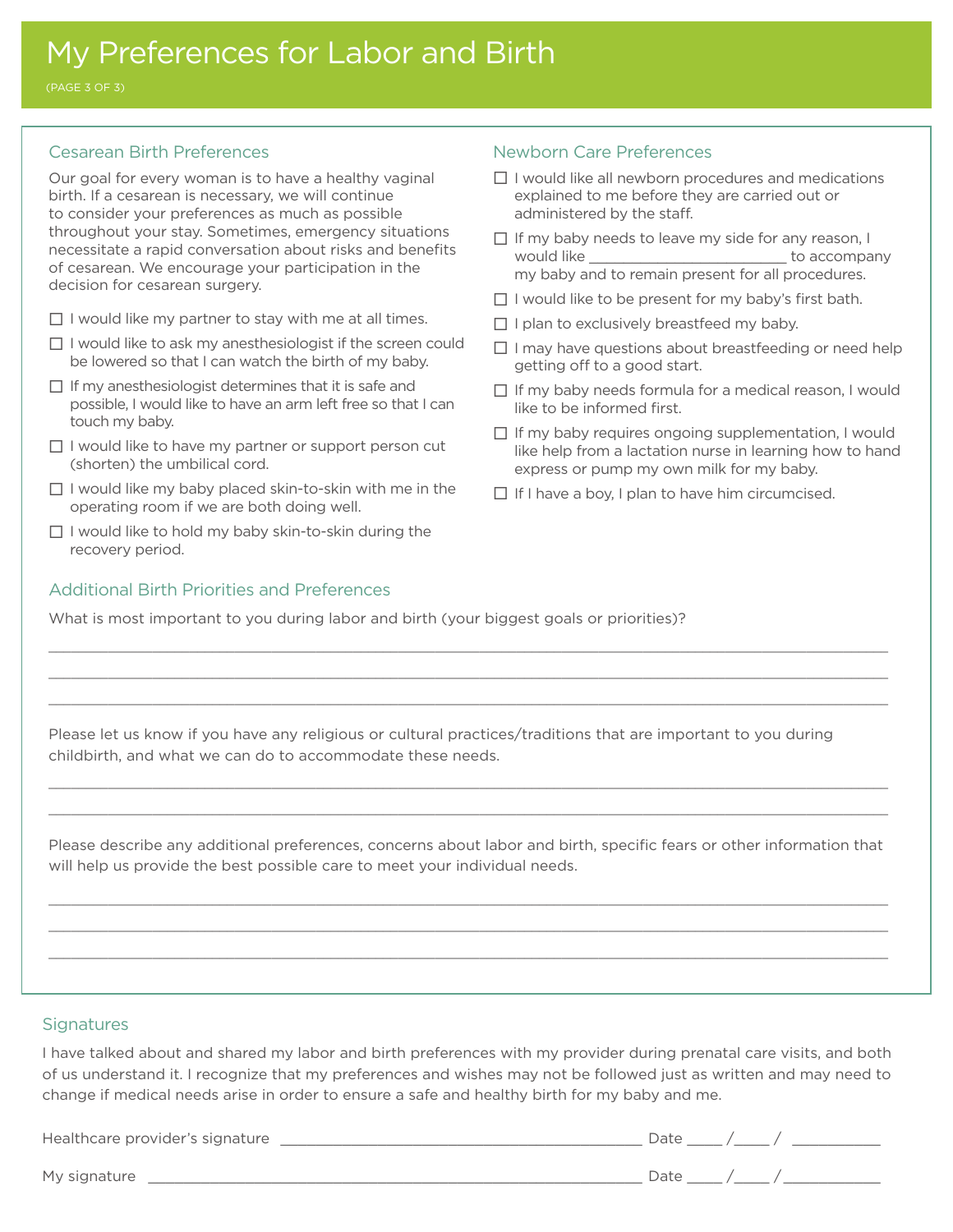# My Preferences for Labor and Birth

## Cesarean Birth Preferences

Our goal for every woman is to have a healthy vaginal birth. If a cesarean is necessary, we will continue to consider your preferences as much as possible throughout your stay. Sometimes, emergency situations necessitate a rapid conversation about risks and benefits of cesarean. We encourage your participation in the decision for cesarean surgery.

- ☐ I would like my partner to stay with me at all times.
- ☐ I would like to ask my anesthesiologist if the screen could be lowered so that I can watch the birth of my baby.
- ☐ If my anesthesiologist determines that it is safe and possible, I would like to have an arm left free so that I can touch my baby.
- ☐ I would like to have my partner or support person cut (shorten) the umbilical cord.
- ☐ I would like my baby placed skin-to-skin with me in the operating room if we are both doing well.
- ☐ I would like to hold my baby skin-to-skin during the recovery period.

## Newborn Care Preferences

- ☐ I would like all newborn procedures and medications explained to me before they are carried out or administered by the staff.
- ☐ If my baby needs to leave my side for any reason, I would like ________________________ to accompany my baby and to remain present for all procedures.
- ☐ I would like to be present for my baby's first bath.
- ☐ I plan to exclusively breastfeed my baby.
- ☐ I may have questions about breastfeeding or need help getting off to a good start.
- ☐ If my baby needs formula for a medical reason, I would like to be informed first.
- ☐ If my baby requires ongoing supplementation, I would like help from a lactation nurse in learning how to hand express or pump my own milk for my baby.
- ☐ If I have a boy, I plan to have him circumcised.

## Additional Birth Priorities and Preferences

What is most important to you during labor and birth (your biggest goals or priorities)?

________________________________________________________________________________

________________________________________________________________________________

________________________________________________________________________________

Please let us know if you have any religious or cultural practices/traditions that are important to you during childbirth, and what we can do to accommodate these needs.

________________________________________________________________________________

________________________________________________________________________________

Please describe any additional preferences, concerns about labor and birth, specific fears or other information that will help us provide the best possible care to meet your individual needs.

________________________________________________________________________________

________________________________________________________________________________

________________________________________________________________________________

## Signatures

I have talked about and shared my labor and birth preferences with my provider during prenatal care visits, and both of us understand it. I recognize that my preferences and wishes may not be followed just as written and may need to change if medical needs arise in order to ensure a safe and healthy birth for my baby and me.

Healthcare provider's signature ____________________________________________ Date ____ /____ / __________

My signature ____________________________________________________________ Date ____ /____ /__________